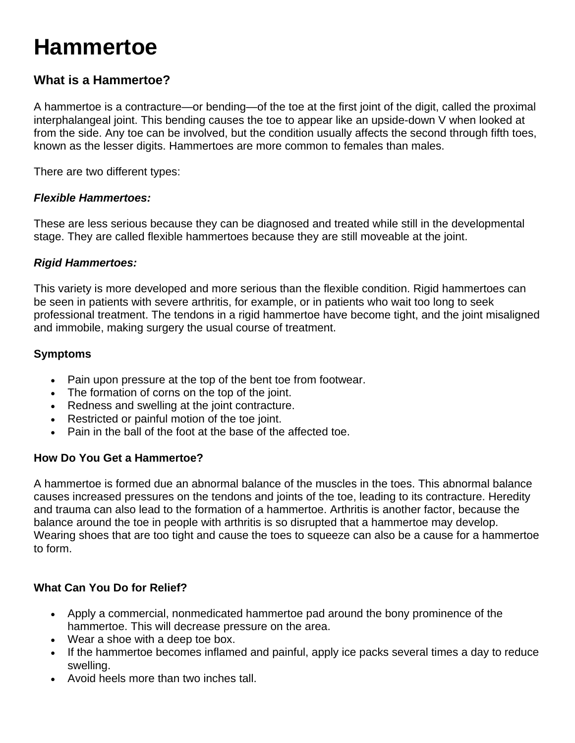# Hammertoe

## What is a Hammertoe?

A hammertoe is a contracture—or bending—of the toe at the first joint of the digit, called the proximal interphalangeal joint. This bending causes the toe to appear like an upside-down V when looked at from the side. Any toe can be involved, but the condition usually affects the second through fifth toes, known as the lesser digits. Hammertoes are more common to females than males.

There are two different types:

***Flexible Hammertoes:***

These are less serious because they can be diagnosed and treated while still in the developmental stage. They are called flexible hammertoes because they are still moveable at the joint.

***Rigid Hammertoes:***

This variety is more developed and more serious than the flexible condition. Rigid hammertoes can be seen in patients with severe arthritis, for example, or in patients who wait too long to seek professional treatment. The tendons in a rigid hammertoe have become tight, and the joint misaligned and immobile, making surgery the usual course of treatment.

### Symptoms

- Pain upon pressure at the top of the bent toe from footwear.
- The formation of corns on the top of the joint.
- Redness and swelling at the joint contracture.
- Restricted or painful motion of the toe joint.
- Pain in the ball of the foot at the base of the affected toe.

### How Do You Get a Hammertoe?

A hammertoe is formed due an abnormal balance of the muscles in the toes. This abnormal balance causes increased pressures on the tendons and joints of the toe, leading to its contracture. Heredity and trauma can also lead to the formation of a hammertoe. Arthritis is another factor, because the balance around the toe in people with arthritis is so disrupted that a hammertoe may develop. Wearing shoes that are too tight and cause the toes to squeeze can also be a cause for a hammertoe to form.

### What Can You Do for Relief?

- Apply a commercial, nonmedicated hammertoe pad around the bony prominence of the hammertoe. This will decrease pressure on the area.
- Wear a shoe with a deep toe box.
- If the hammertoe becomes inflamed and painful, apply ice packs several times a day to reduce swelling.
- Avoid heels more than two inches tall.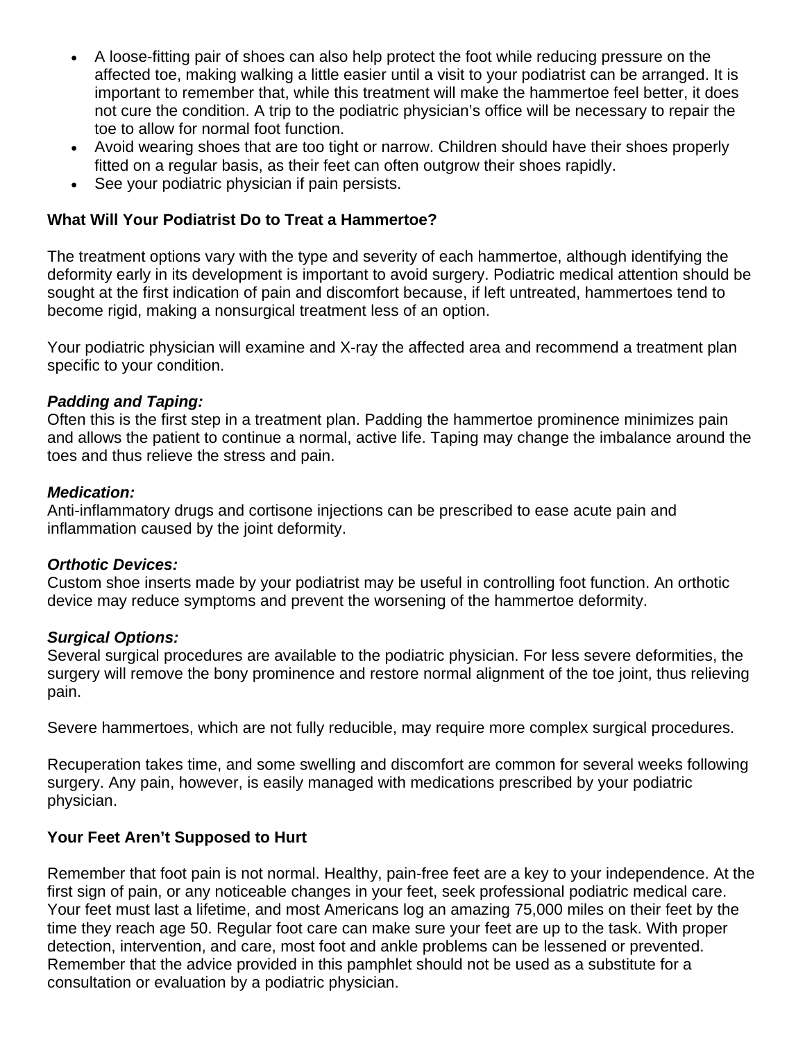- A loose-fitting pair of shoes can also help protect the foot while reducing pressure on the affected toe, making walking a little easier until a visit to your podiatrist can be arranged. It is important to remember that, while this treatment will make the hammertoe feel better, it does not cure the condition. A trip to the podiatric physician's office will be necessary to repair the toe to allow for normal foot function.
- Avoid wearing shoes that are too tight or narrow. Children should have their shoes properly fitted on a regular basis, as their feet can often outgrow their shoes rapidly.
- See your podiatric physician if pain persists.

**What Will Your Podiatrist Do to Treat a Hammertoe?**

The treatment options vary with the type and severity of each hammertoe, although identifying the deformity early in its development is important to avoid surgery. Podiatric medical attention should be sought at the first indication of pain and discomfort because, if left untreated, hammertoes tend to become rigid, making a nonsurgical treatment less of an option.

Your podiatric physician will examine and X-ray the affected area and recommend a treatment plan specific to your condition.

***Padding and Taping:***
Often this is the first step in a treatment plan. Padding the hammertoe prominence minimizes pain and allows the patient to continue a normal, active life. Taping may change the imbalance around the toes and thus relieve the stress and pain.

***Medication:***
Anti-inflammatory drugs and cortisone injections can be prescribed to ease acute pain and inflammation caused by the joint deformity.

***Orthotic Devices:***
Custom shoe inserts made by your podiatrist may be useful in controlling foot function. An orthotic device may reduce symptoms and prevent the worsening of the hammertoe deformity.

***Surgical Options:***
Several surgical procedures are available to the podiatric physician. For less severe deformities, the surgery will remove the bony prominence and restore normal alignment of the toe joint, thus relieving pain.

Severe hammertoes, which are not fully reducible, may require more complex surgical procedures.

Recuperation takes time, and some swelling and discomfort are common for several weeks following surgery. Any pain, however, is easily managed with medications prescribed by your podiatric physician.

**Your Feet Aren't Supposed to Hurt**

Remember that foot pain is not normal. Healthy, pain-free feet are a key to your independence. At the first sign of pain, or any noticeable changes in your feet, seek professional podiatric medical care. Your feet must last a lifetime, and most Americans log an amazing 75,000 miles on their feet by the time they reach age 50. Regular foot care can make sure your feet are up to the task. With proper detection, intervention, and care, most foot and ankle problems can be lessened or prevented. Remember that the advice provided in this pamphlet should not be used as a substitute for a consultation or evaluation by a podiatric physician.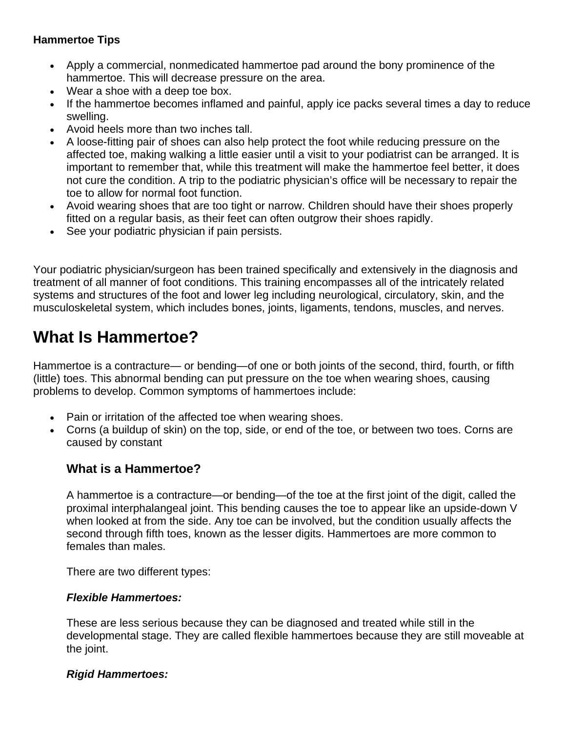**Hammertoe Tips**

- Apply a commercial, nonmedicated hammertoe pad around the bony prominence of the hammertoe. This will decrease pressure on the area.
- Wear a shoe with a deep toe box.
- If the hammertoe becomes inflamed and painful, apply ice packs several times a day to reduce swelling.
- Avoid heels more than two inches tall.
- A loose-fitting pair of shoes can also help protect the foot while reducing pressure on the affected toe, making walking a little easier until a visit to your podiatrist can be arranged. It is important to remember that, while this treatment will make the hammertoe feel better, it does not cure the condition. A trip to the podiatric physician's office will be necessary to repair the toe to allow for normal foot function.
- Avoid wearing shoes that are too tight or narrow. Children should have their shoes properly fitted on a regular basis, as their feet can often outgrow their shoes rapidly.
- See your podiatric physician if pain persists.

Your podiatric physician/surgeon has been trained specifically and extensively in the diagnosis and treatment of all manner of foot conditions. This training encompasses all of the intricately related systems and structures of the foot and lower leg including neurological, circulatory, skin, and the musculoskeletal system, which includes bones, joints, ligaments, tendons, muscles, and nerves.

# What Is Hammertoe?

Hammertoe is a contracture— or bending—of one or both joints of the second, third, fourth, or fifth (little) toes. This abnormal bending can put pressure on the toe when wearing shoes, causing problems to develop. Common symptoms of hammertoes include:

- Pain or irritation of the affected toe when wearing shoes.
- Corns (a buildup of skin) on the top, side, or end of the toe, or between two toes. Corns are caused by constant

### What is a Hammertoe?

A hammertoe is a contracture—or bending—of the toe at the first joint of the digit, called the proximal interphalangeal joint. This bending causes the toe to appear like an upside-down V when looked at from the side. Any toe can be involved, but the condition usually affects the second through fifth toes, known as the lesser digits. Hammertoes are more common to females than males.

There are two different types:

***Flexible Hammertoes:***

These are less serious because they can be diagnosed and treated while still in the developmental stage. They are called flexible hammertoes because they are still moveable at the joint.

***Rigid Hammertoes:***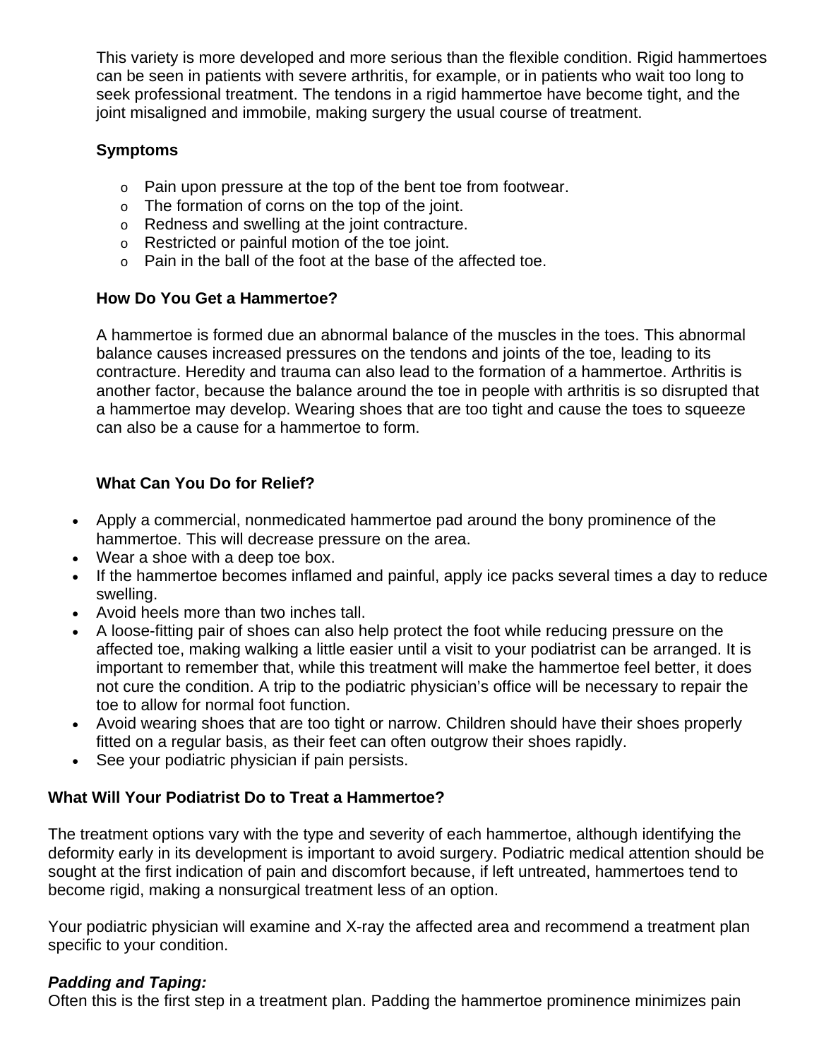This variety is more developed and more serious than the flexible condition. Rigid hammertoes can be seen in patients with severe arthritis, for example, or in patients who wait too long to seek professional treatment. The tendons in a rigid hammertoe have become tight, and the joint misaligned and immobile, making surgery the usual course of treatment.

**Symptoms**

- Pain upon pressure at the top of the bent toe from footwear.
- The formation of corns on the top of the joint.
- Redness and swelling at the joint contracture.
- Restricted or painful motion of the toe joint.
- Pain in the ball of the foot at the base of the affected toe.

**How Do You Get a Hammertoe?**

A hammertoe is formed due an abnormal balance of the muscles in the toes. This abnormal balance causes increased pressures on the tendons and joints of the toe, leading to its contracture. Heredity and trauma can also lead to the formation of a hammertoe. Arthritis is another factor, because the balance around the toe in people with arthritis is so disrupted that a hammertoe may develop. Wearing shoes that are too tight and cause the toes to squeeze can also be a cause for a hammertoe to form.

**What Can You Do for Relief?**

- Apply a commercial, nonmedicated hammertoe pad around the bony prominence of the hammertoe. This will decrease pressure on the area.
- Wear a shoe with a deep toe box.
- If the hammertoe becomes inflamed and painful, apply ice packs several times a day to reduce swelling.
- Avoid heels more than two inches tall.
- A loose-fitting pair of shoes can also help protect the foot while reducing pressure on the affected toe, making walking a little easier until a visit to your podiatrist can be arranged. It is important to remember that, while this treatment will make the hammertoe feel better, it does not cure the condition. A trip to the podiatric physician's office will be necessary to repair the toe to allow for normal foot function.
- Avoid wearing shoes that are too tight or narrow. Children should have their shoes properly fitted on a regular basis, as their feet can often outgrow their shoes rapidly.
- See your podiatric physician if pain persists.

**What Will Your Podiatrist Do to Treat a Hammertoe?**

The treatment options vary with the type and severity of each hammertoe, although identifying the deformity early in its development is important to avoid surgery. Podiatric medical attention should be sought at the first indication of pain and discomfort because, if left untreated, hammertoes tend to become rigid, making a nonsurgical treatment less of an option.

Your podiatric physician will examine and X-ray the affected area and recommend a treatment plan specific to your condition.

***Padding and Taping:***
Often this is the first step in a treatment plan. Padding the hammertoe prominence minimizes pain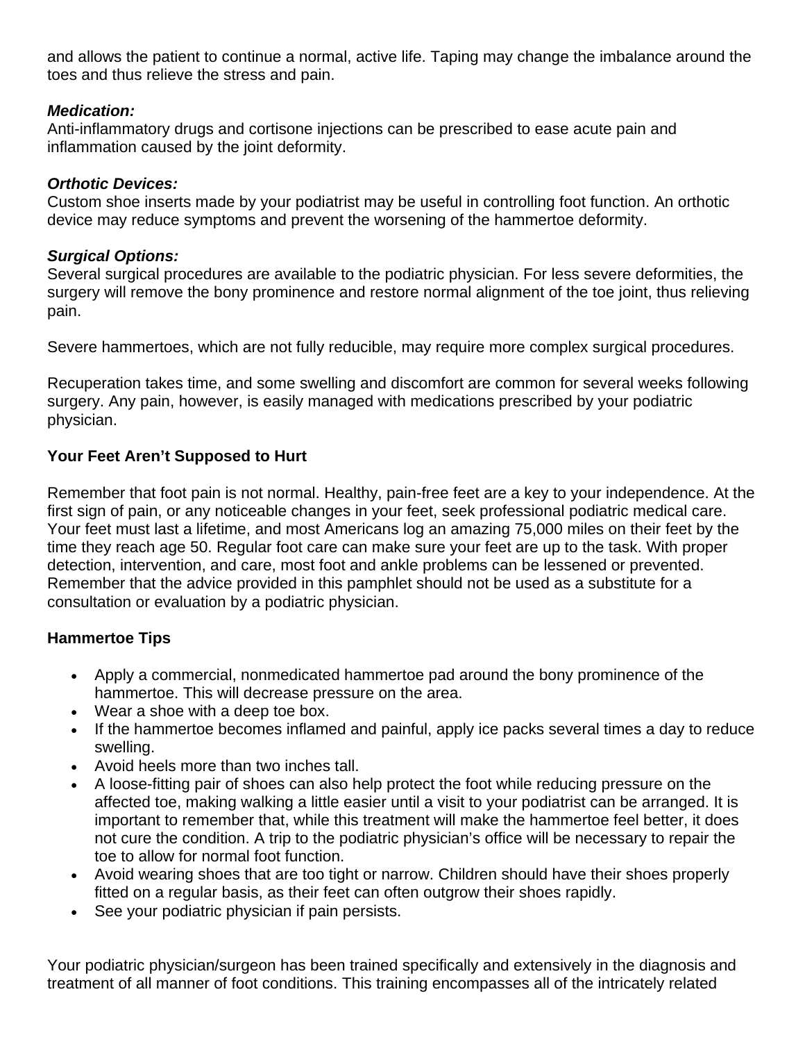and allows the patient to continue a normal, active life. Taping may change the imbalance around the toes and thus relieve the stress and pain.

***Medication:***
Anti-inflammatory drugs and cortisone injections can be prescribed to ease acute pain and inflammation caused by the joint deformity.

***Orthotic Devices:***
Custom shoe inserts made by your podiatrist may be useful in controlling foot function. An orthotic device may reduce symptoms and prevent the worsening of the hammertoe deformity.

***Surgical Options:***
Several surgical procedures are available to the podiatric physician. For less severe deformities, the surgery will remove the bony prominence and restore normal alignment of the toe joint, thus relieving pain.

Severe hammertoes, which are not fully reducible, may require more complex surgical procedures.

Recuperation takes time, and some swelling and discomfort are common for several weeks following surgery. Any pain, however, is easily managed with medications prescribed by your podiatric physician.

**Your Feet Aren't Supposed to Hurt**

Remember that foot pain is not normal. Healthy, pain-free feet are a key to your independence. At the first sign of pain, or any noticeable changes in your feet, seek professional podiatric medical care. Your feet must last a lifetime, and most Americans log an amazing 75,000 miles on their feet by the time they reach age 50. Regular foot care can make sure your feet are up to the task. With proper detection, intervention, and care, most foot and ankle problems can be lessened or prevented. Remember that the advice provided in this pamphlet should not be used as a substitute for a consultation or evaluation by a podiatric physician.

**Hammertoe Tips**

- Apply a commercial, nonmedicated hammertoe pad around the bony prominence of the hammertoe. This will decrease pressure on the area.
- Wear a shoe with a deep toe box.
- If the hammertoe becomes inflamed and painful, apply ice packs several times a day to reduce swelling.
- Avoid heels more than two inches tall.
- A loose-fitting pair of shoes can also help protect the foot while reducing pressure on the affected toe, making walking a little easier until a visit to your podiatrist can be arranged. It is important to remember that, while this treatment will make the hammertoe feel better, it does not cure the condition. A trip to the podiatric physician's office will be necessary to repair the toe to allow for normal foot function.
- Avoid wearing shoes that are too tight or narrow. Children should have their shoes properly fitted on a regular basis, as their feet can often outgrow their shoes rapidly.
- See your podiatric physician if pain persists.

Your podiatric physician/surgeon has been trained specifically and extensively in the diagnosis and treatment of all manner of foot conditions. This training encompasses all of the intricately related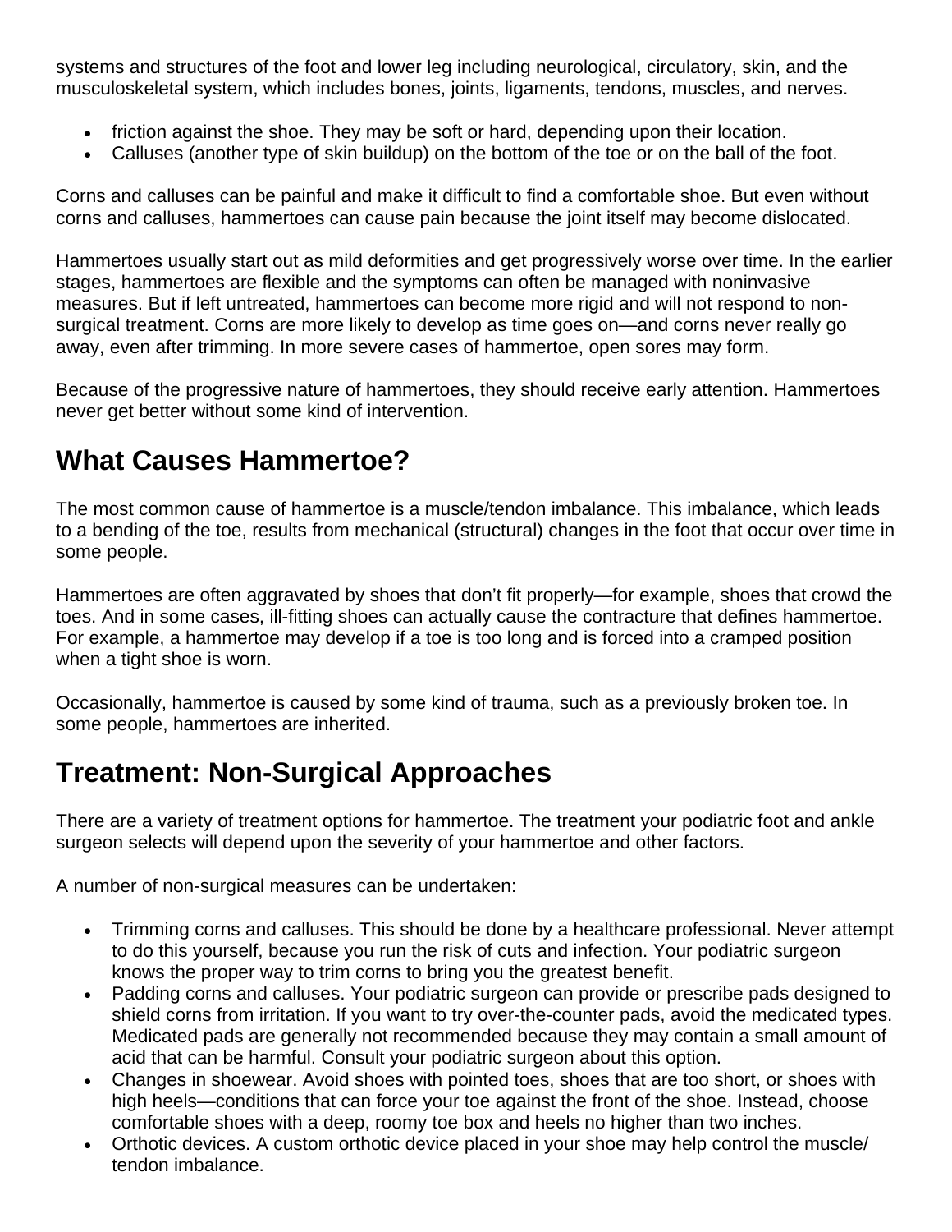systems and structures of the foot and lower leg including neurological, circulatory, skin, and the musculoskeletal system, which includes bones, joints, ligaments, tendons, muscles, and nerves.

- friction against the shoe. They may be soft or hard, depending upon their location.
- Calluses (another type of skin buildup) on the bottom of the toe or on the ball of the foot.

Corns and calluses can be painful and make it difficult to find a comfortable shoe. But even without corns and calluses, hammertoes can cause pain because the joint itself may become dislocated.

Hammertoes usually start out as mild deformities and get progressively worse over time. In the earlier stages, hammertoes are flexible and the symptoms can often be managed with noninvasive measures. But if left untreated, hammertoes can become more rigid and will not respond to non-surgical treatment. Corns are more likely to develop as time goes on—and corns never really go away, even after trimming. In more severe cases of hammertoe, open sores may form.

Because of the progressive nature of hammertoes, they should receive early attention. Hammertoes never get better without some kind of intervention.

## What Causes Hammertoe?

The most common cause of hammertoe is a muscle/tendon imbalance. This imbalance, which leads to a bending of the toe, results from mechanical (structural) changes in the foot that occur over time in some people.

Hammertoes are often aggravated by shoes that don't fit properly—for example, shoes that crowd the toes. And in some cases, ill-fitting shoes can actually cause the contracture that defines hammertoe. For example, a hammertoe may develop if a toe is too long and is forced into a cramped position when a tight shoe is worn.

Occasionally, hammertoe is caused by some kind of trauma, such as a previously broken toe. In some people, hammertoes are inherited.

## Treatment: Non-Surgical Approaches

There are a variety of treatment options for hammertoe. The treatment your podiatric foot and ankle surgeon selects will depend upon the severity of your hammertoe and other factors.

A number of non-surgical measures can be undertaken:

- Trimming corns and calluses. This should be done by a healthcare professional. Never attempt to do this yourself, because you run the risk of cuts and infection. Your podiatric surgeon knows the proper way to trim corns to bring you the greatest benefit.
- Padding corns and calluses. Your podiatric surgeon can provide or prescribe pads designed to shield corns from irritation. If you want to try over-the-counter pads, avoid the medicated types. Medicated pads are generally not recommended because they may contain a small amount of acid that can be harmful. Consult your podiatric surgeon about this option.
- Changes in shoewear. Avoid shoes with pointed toes, shoes that are too short, or shoes with high heels—conditions that can force your toe against the front of the shoe. Instead, choose comfortable shoes with a deep, roomy toe box and heels no higher than two inches.
- Orthotic devices. A custom orthotic device placed in your shoe may help control the muscle/tendon imbalance.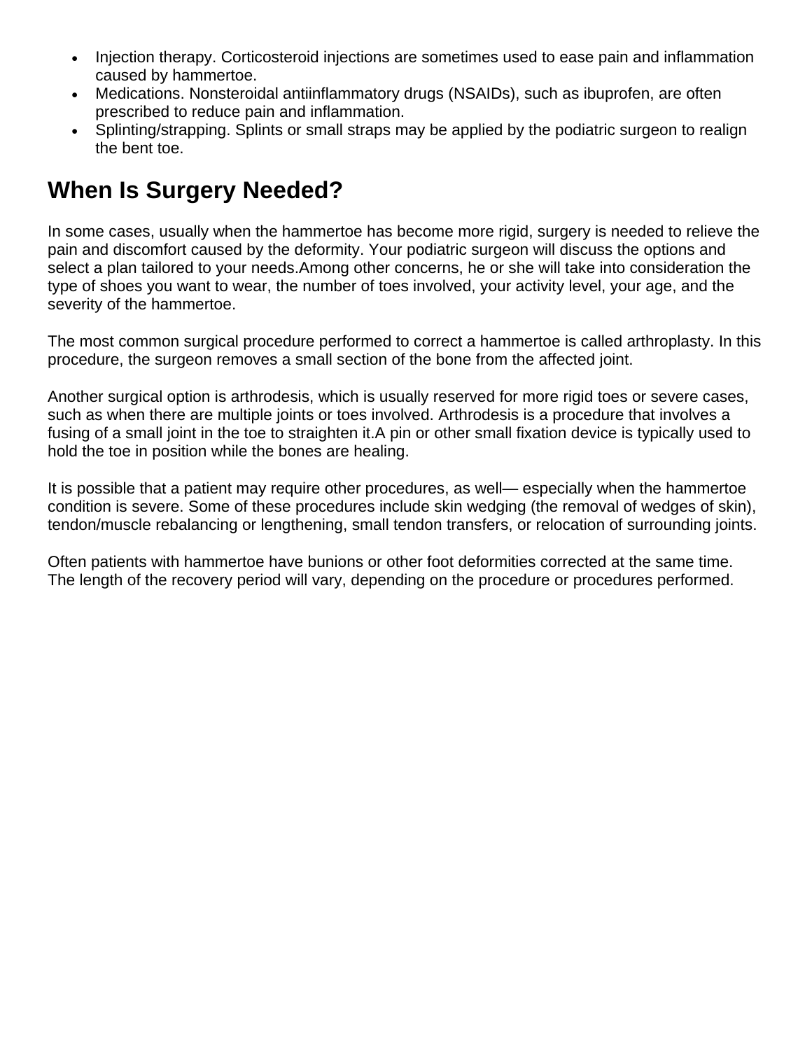- Injection therapy. Corticosteroid injections are sometimes used to ease pain and inflammation caused by hammertoe.
- Medications. Nonsteroidal antiinflammatory drugs (NSAIDs), such as ibuprofen, are often prescribed to reduce pain and inflammation.
- Splinting/strapping. Splints or small straps may be applied by the podiatric surgeon to realign the bent toe.

## When Is Surgery Needed?

In some cases, usually when the hammertoe has become more rigid, surgery is needed to relieve the pain and discomfort caused by the deformity. Your podiatric surgeon will discuss the options and select a plan tailored to your needs.Among other concerns, he or she will take into consideration the type of shoes you want to wear, the number of toes involved, your activity level, your age, and the severity of the hammertoe.

The most common surgical procedure performed to correct a hammertoe is called arthroplasty. In this procedure, the surgeon removes a small section of the bone from the affected joint.

Another surgical option is arthrodesis, which is usually reserved for more rigid toes or severe cases, such as when there are multiple joints or toes involved. Arthrodesis is a procedure that involves a fusing of a small joint in the toe to straighten it.A pin or other small fixation device is typically used to hold the toe in position while the bones are healing.

It is possible that a patient may require other procedures, as well— especially when the hammertoe condition is severe. Some of these procedures include skin wedging (the removal of wedges of skin), tendon/muscle rebalancing or lengthening, small tendon transfers, or relocation of surrounding joints.

Often patients with hammertoe have bunions or other foot deformities corrected at the same time. The length of the recovery period will vary, depending on the procedure or procedures performed.